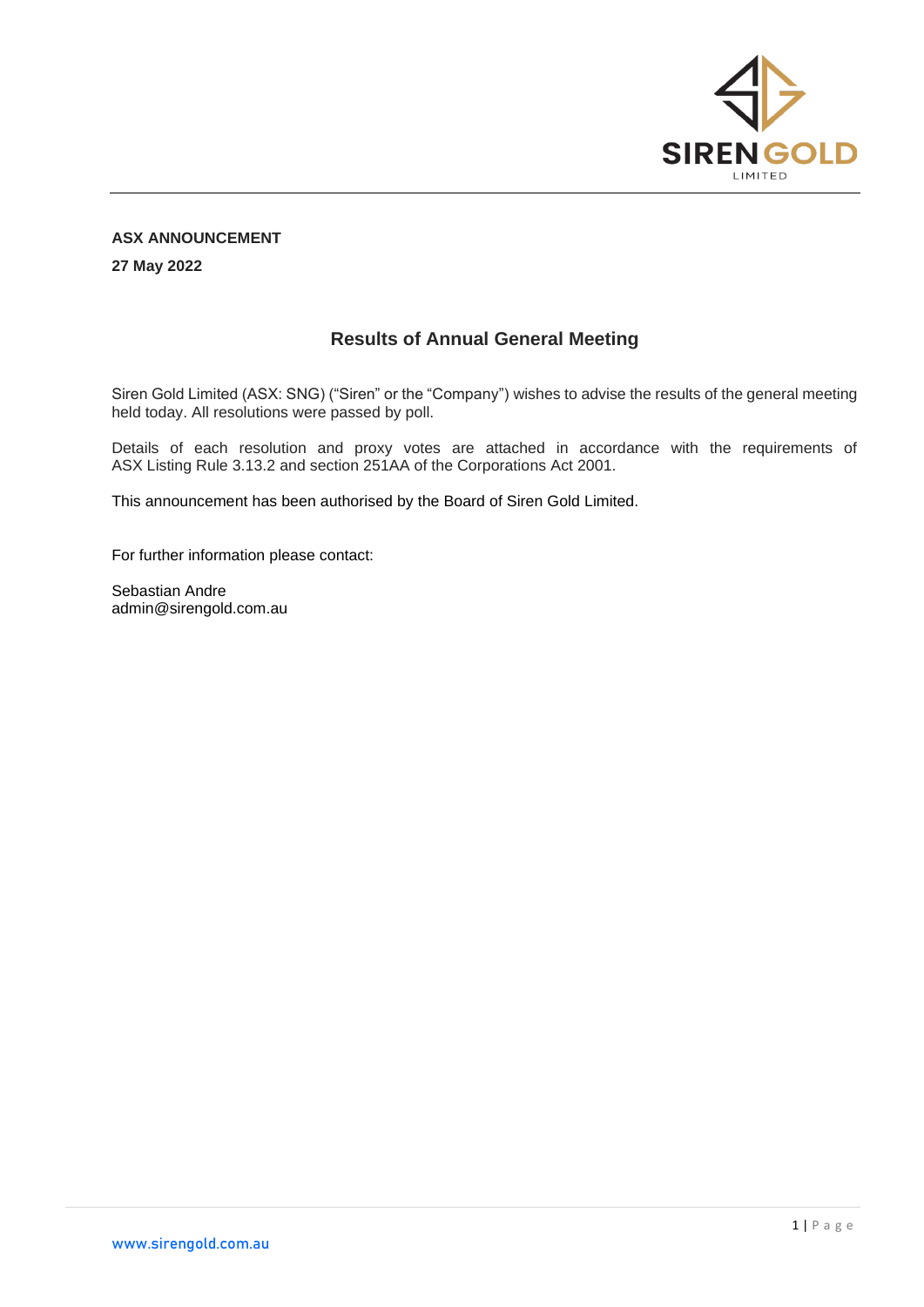**ASX ANNOUNCEMENT**

**27 May 2022**

## Results of Annual General Meeting

Siren Gold Limited (ASX: SNG) ("Siren" or the "Company") wishes to advise the results of the general meeting held today. All resolutions were passed by poll.

Details of each resolution and proxy votes are attached in accordance with the requirements of ASX Listing Rule 3.13.2 and section 251AA of the Corporations Act 2001.

This announcement has been authorised by the Board of Siren Gold Limited.

For further information please contact:

Sebastian Andre
admin@sirengold.com.au

www.sirengold.com.au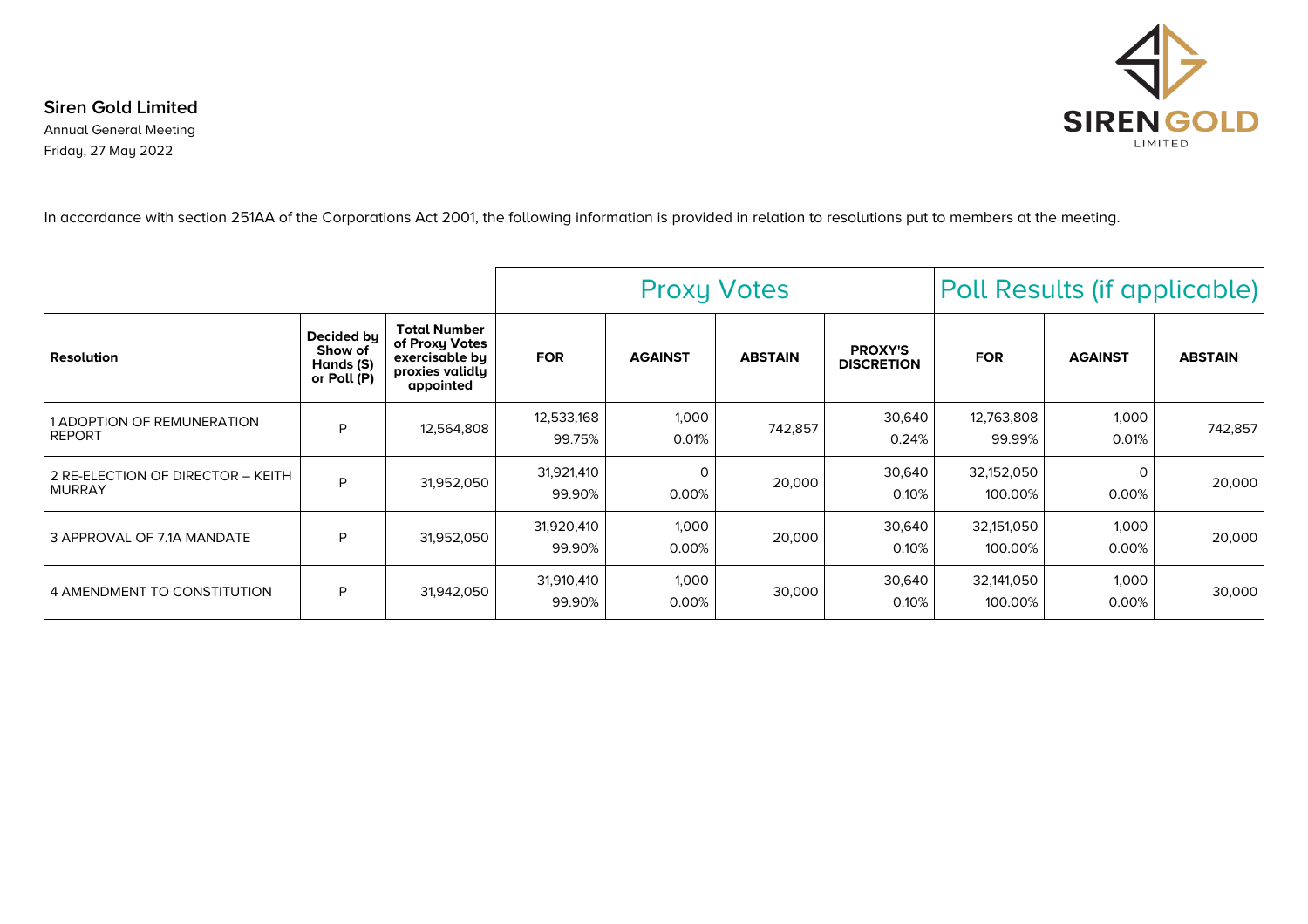**Siren Gold Limited**

Annual General Meeting

Friday, 27 May 2022

In accordance with section 251AA of the Corporations Act 2001, the following information is provided in relation to resolutions put to members at the meeting.

| | | | Proxy Votes | | | | Poll Results (if applicable) | | |
|---|---|---|---|---|---|---|---|---|---|
| **Resolution** | **Decided by Show of Hands (S) or Poll (P)** | **Total Number of Proxy Votes exercisable by proxies validly appointed** | **FOR** | **AGAINST** | **ABSTAIN** | **PROXY'S DISCRETION** | **FOR** | **AGAINST** | **ABSTAIN** |
| 1 ADOPTION OF REMUNERATION REPORT | P | 12,564,808 | 12,533,168 99.75% | 1,000 0.01% | 742,857 | 30,640 0.24% | 12,763,808 99.99% | 1,000 0.01% | 742,857 |
| 2 RE-ELECTION OF DIRECTOR – KEITH MURRAY | P | 31,952,050 | 31,921,410 99.90% | 0 0.00% | 20,000 | 30,640 0.10% | 32,152,050 100.00% | 0 0.00% | 20,000 |
| 3 APPROVAL OF 7.1A MANDATE | P | 31,952,050 | 31,920,410 99.90% | 1,000 0.00% | 20,000 | 30,640 0.10% | 32,151,050 100.00% | 1,000 0.00% | 20,000 |
| 4 AMENDMENT TO CONSTITUTION | P | 31,942,050 | 31,910,410 99.90% | 1,000 0.00% | 30,000 | 30,640 0.10% | 32,141,050 100.00% | 1,000 0.00% | 30,000 |